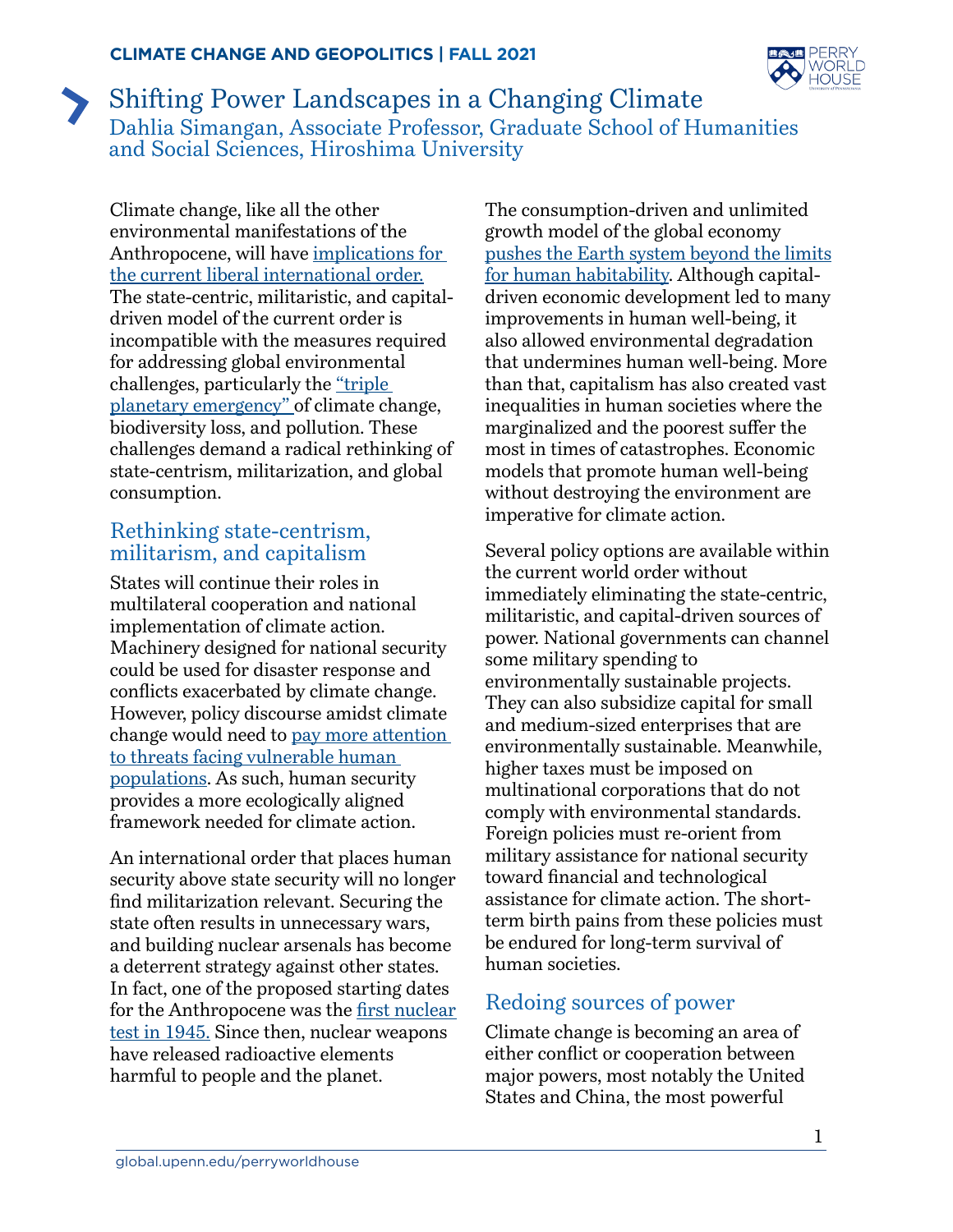# Shifting Power Landscapes in a Changing Climate

Dahlia Simangan, Associate Professor, Graduate School of Humanities and Social Sciences, Hiroshima University

Climate change, like all the other environmental manifestations of the Anthropocene, will have implications for the current liberal international order. The state-centric, militaristic, and capital-driven model of the current order is incompatible with the measures required for addressing global environmental challenges, particularly the "triple planetary emergency" of climate change, biodiversity loss, and pollution. These challenges demand a radical rethinking of state-centrism, militarization, and global consumption.

## Rethinking state-centrism, militarism, and capitalism

States will continue their roles in multilateral cooperation and national implementation of climate action. Machinery designed for national security could be used for disaster response and conflicts exacerbated by climate change. However, policy discourse amidst climate change would need to pay more attention to threats facing vulnerable human populations. As such, human security provides a more ecologically aligned framework needed for climate action.

An international order that places human security above state security will no longer find militarization relevant. Securing the state often results in unnecessary wars, and building nuclear arsenals has become a deterrent strategy against other states. In fact, one of the proposed starting dates for the Anthropocene was the first nuclear test in 1945. Since then, nuclear weapons have released radioactive elements harmful to people and the planet.

The consumption-driven and unlimited growth model of the global economy pushes the Earth system beyond the limits for human habitability. Although capital-driven economic development led to many improvements in human well-being, it also allowed environmental degradation that undermines human well-being. More than that, capitalism has also created vast inequalities in human societies where the marginalized and the poorest suffer the most in times of catastrophes. Economic models that promote human well-being without destroying the environment are imperative for climate action.

Several policy options are available within the current world order without immediately eliminating the state-centric, militaristic, and capital-driven sources of power. National governments can channel some military spending to environmentally sustainable projects. They can also subsidize capital for small and medium-sized enterprises that are environmentally sustainable. Meanwhile, higher taxes must be imposed on multinational corporations that do not comply with environmental standards. Foreign policies must re-orient from military assistance for national security toward financial and technological assistance for climate action. The short-term birth pains from these policies must be endured for long-term survival of human societies.

## Redoing sources of power

Climate change is becoming an area of either conflict or cooperation between major powers, most notably the United States and China, the most powerful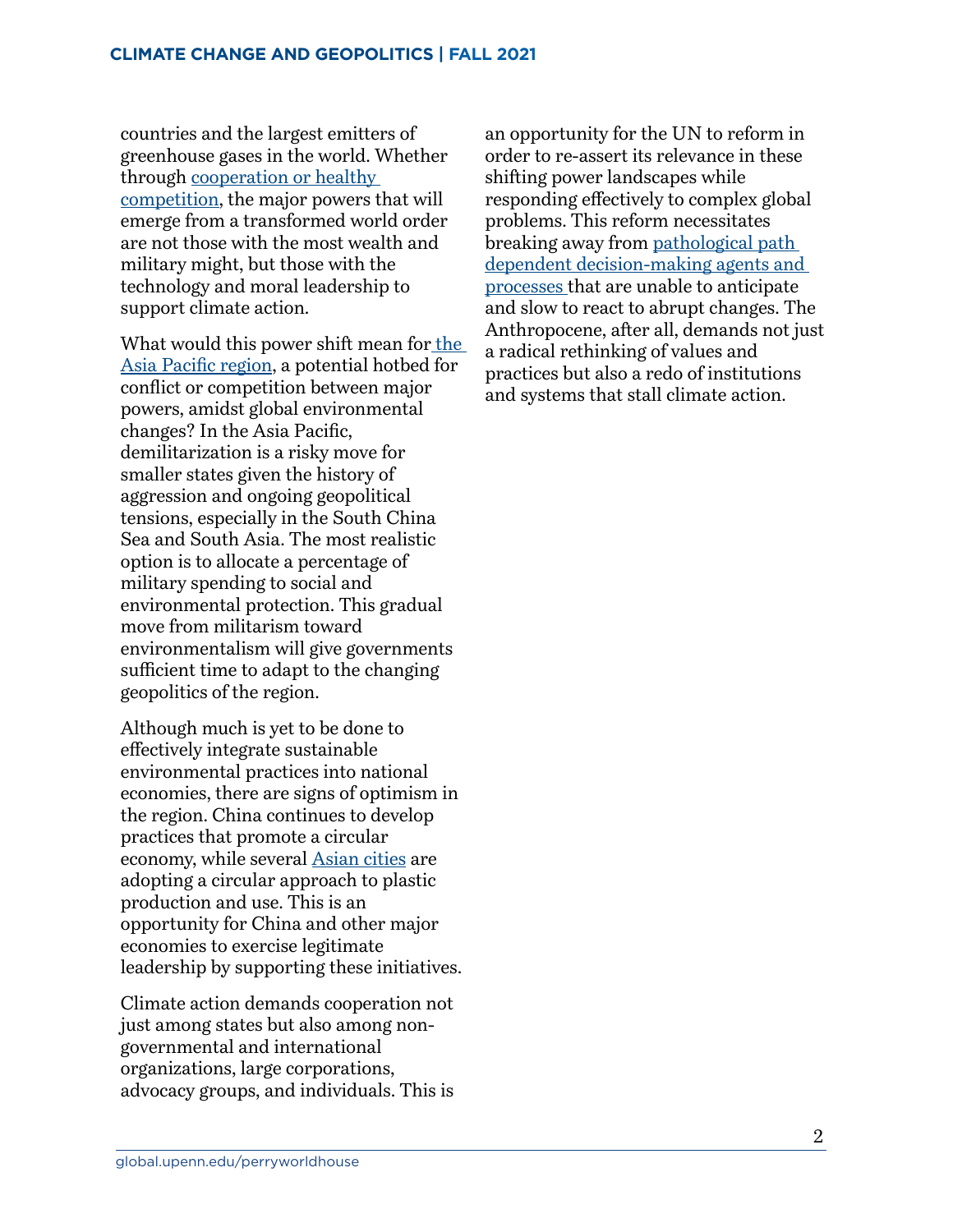countries and the largest emitters of greenhouse gases in the world. Whether through cooperation or healthy competition, the major powers that will emerge from a transformed world order are not those with the most wealth and military might, but those with the technology and moral leadership to support climate action.

What would this power shift mean for the Asia Pacific region, a potential hotbed for conflict or competition between major powers, amidst global environmental changes? In the Asia Pacific, demilitarization is a risky move for smaller states given the history of aggression and ongoing geopolitical tensions, especially in the South China Sea and South Asia. The most realistic option is to allocate a percentage of military spending to social and environmental protection. This gradual move from militarism toward environmentalism will give governments sufficient time to adapt to the changing geopolitics of the region.

Although much is yet to be done to effectively integrate sustainable environmental practices into national economies, there are signs of optimism in the region. China continues to develop practices that promote a circular economy, while several Asian cities are adopting a circular approach to plastic production and use. This is an opportunity for China and other major economies to exercise legitimate leadership by supporting these initiatives.

Climate action demands cooperation not just among states but also among non-governmental and international organizations, large corporations, advocacy groups, and individuals. This is an opportunity for the UN to reform in order to re-assert its relevance in these shifting power landscapes while responding effectively to complex global problems. This reform necessitates breaking away from pathological path dependent decision-making agents and processes that are unable to anticipate and slow to react to abrupt changes. The Anthropocene, after all, demands not just a radical rethinking of values and practices but also a redo of institutions and systems that stall climate action.